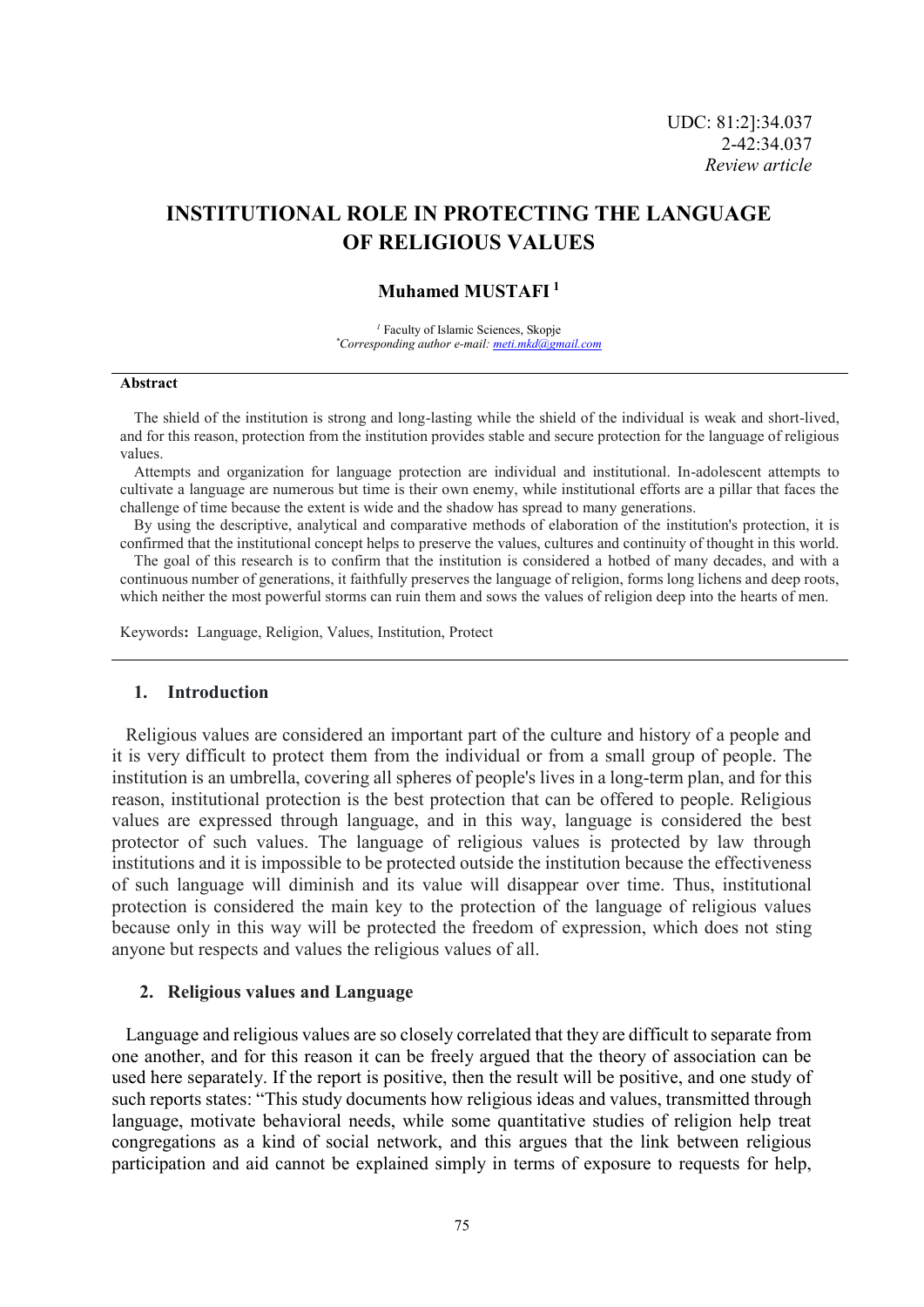UDC: 81:2]:34.037
2-42:34.037
*Review article*

# INSTITUTIONAL ROLE IN PROTECTING THE LANGUAGE OF RELIGIOUS VALUES

**Muhamed MUSTAFI [1]**

[1] Faculty of Islamic Sciences, Skopje
*Corresponding author e-mail: meti.mkd@gmail.com*

**Abstract**

The shield of the institution is strong and long-lasting while the shield of the individual is weak and short-lived, and for this reason, protection from the institution provides stable and secure protection for the language of religious values.

Attempts and organization for language protection are individual and institutional. In-adolescent attempts to cultivate a language are numerous but time is their own enemy, while institutional efforts are a pillar that faces the challenge of time because the extent is wide and the shadow has spread to many generations.

By using the descriptive, analytical and comparative methods of elaboration of the institution's protection, it is confirmed that the institutional concept helps to preserve the values, cultures and continuity of thought in this world.

The goal of this research is to confirm that the institution is considered a hotbed of many decades, and with a continuous number of generations, it faithfully preserves the language of religion, forms long lichens and deep roots, which neither the most powerful storms can ruin them and sows the values of religion deep into the hearts of men.

Keywords**:** Language, Religion, Values, Institution, Protect

## 1. Introduction

Religious values are considered an important part of the culture and history of a people and it is very difficult to protect them from the individual or from a small group of people. The institution is an umbrella, covering all spheres of people's lives in a long-term plan, and for this reason, institutional protection is the best protection that can be offered to people. Religious values are expressed through language, and in this way, language is considered the best protector of such values. The language of religious values is protected by law through institutions and it is impossible to be protected outside the institution because the effectiveness of such language will diminish and its value will disappear over time. Thus, institutional protection is considered the main key to the protection of the language of religious values because only in this way will be protected the freedom of expression, which does not sting anyone but respects and values the religious values of all.

## 2. Religious values and Language

Language and religious values are so closely correlated that they are difficult to separate from one another, and for this reason it can be freely argued that the theory of association can be used here separately. If the report is positive, then the result will be positive, and one study of such reports states: "This study documents how religious ideas and values, transmitted through language, motivate behavioral needs, while some quantitative studies of religion help treat congregations as a kind of social network, and this argues that the link between religious participation and aid cannot be explained simply in terms of exposure to requests for help,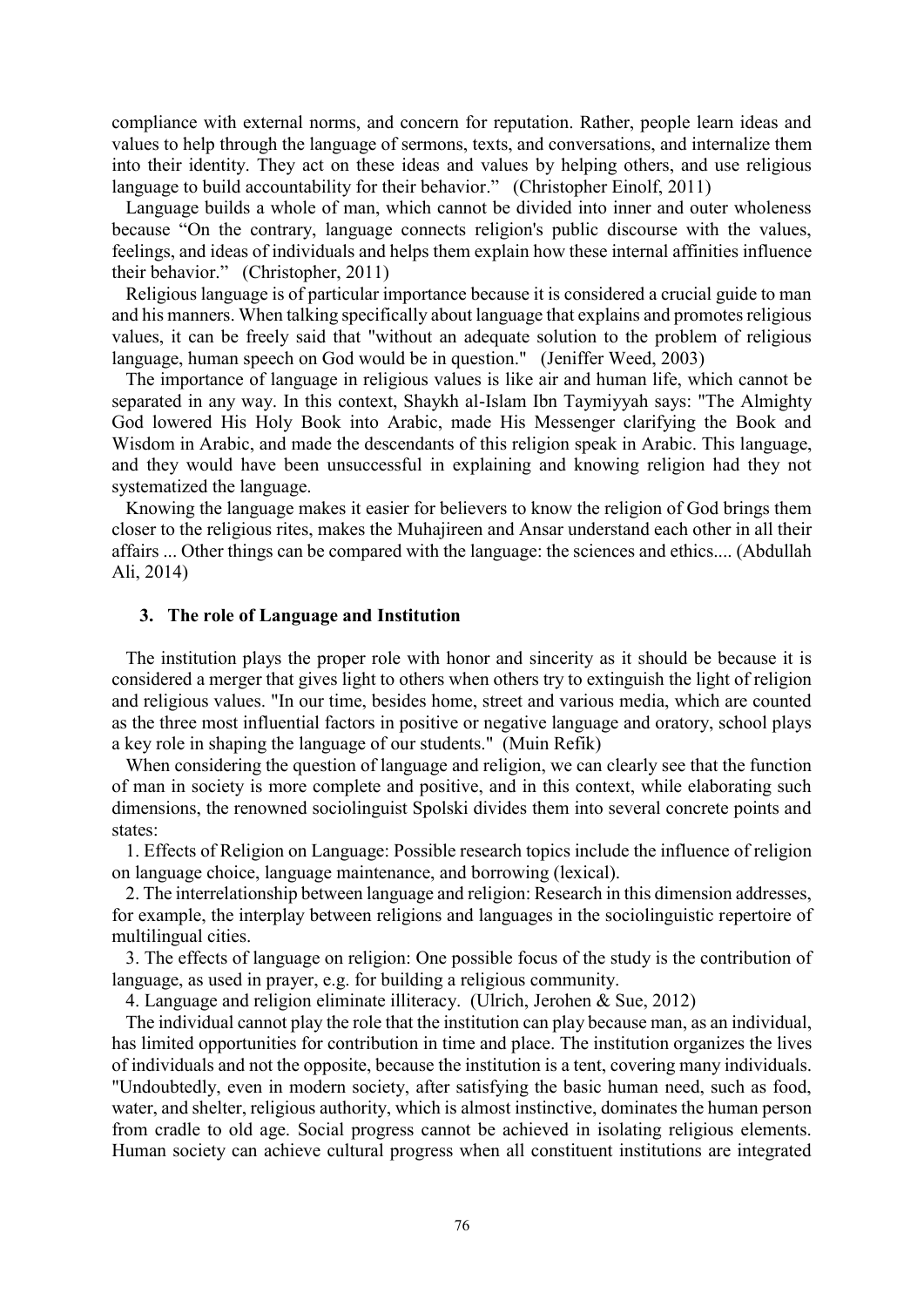compliance with external norms, and concern for reputation. Rather, people learn ideas and values to help through the language of sermons, texts, and conversations, and internalize them into their identity. They act on these ideas and values by helping others, and use religious language to build accountability for their behavior." (Christopher Einolf, 2011)

Language builds a whole of man, which cannot be divided into inner and outer wholeness because "On the contrary, language connects religion's public discourse with the values, feelings, and ideas of individuals and helps them explain how these internal affinities influence their behavior." (Christopher, 2011)

Religious language is of particular importance because it is considered a crucial guide to man and his manners. When talking specifically about language that explains and promotes religious values, it can be freely said that "without an adequate solution to the problem of religious language, human speech on God would be in question." (Jeniffer Weed, 2003)

The importance of language in religious values is like air and human life, which cannot be separated in any way. In this context, Shaykh al-Islam Ibn Taymiyyah says: "The Almighty God lowered His Holy Book into Arabic, made His Messenger clarifying the Book and Wisdom in Arabic, and made the descendants of this religion speak in Arabic. This language, and they would have been unsuccessful in explaining and knowing religion had they not systematized the language.

Knowing the language makes it easier for believers to know the religion of God brings them closer to the religious rites, makes the Muhajireen and Ansar understand each other in all their affairs ... Other things can be compared with the language: the sciences and ethics.... (Abdullah Ali, 2014)

## 3. The role of Language and Institution

The institution plays the proper role with honor and sincerity as it should be because it is considered a merger that gives light to others when others try to extinguish the light of religion and religious values. "In our time, besides home, street and various media, which are counted as the three most influential factors in positive or negative language and oratory, school plays a key role in shaping the language of our students." (Muin Refik)

When considering the question of language and religion, we can clearly see that the function of man in society is more complete and positive, and in this context, while elaborating such dimensions, the renowned sociolinguist Spolski divides them into several concrete points and states:

1. Effects of Religion on Language: Possible research topics include the influence of religion on language choice, language maintenance, and borrowing (lexical).
2. The interrelationship between language and religion: Research in this dimension addresses, for example, the interplay between religions and languages in the sociolinguistic repertoire of multilingual cities.
3. The effects of language on religion: One possible focus of the study is the contribution of language, as used in prayer, e.g. for building a religious community.
4. Language and religion eliminate illiteracy. (Ulrich, Jerohen & Sue, 2012)

The individual cannot play the role that the institution can play because man, as an individual, has limited opportunities for contribution in time and place. The institution organizes the lives of individuals and not the opposite, because the institution is a tent, covering many individuals. "Undoubtedly, even in modern society, after satisfying the basic human need, such as food, water, and shelter, religious authority, which is almost instinctive, dominates the human person from cradle to old age. Social progress cannot be achieved in isolating religious elements. Human society can achieve cultural progress when all constituent institutions are integrated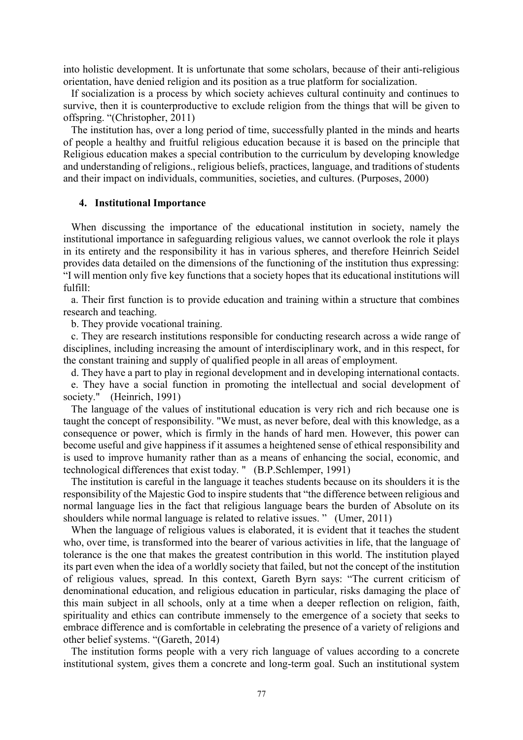into holistic development. It is unfortunate that some scholars, because of their anti-religious orientation, have denied religion and its position as a true platform for socialization.

If socialization is a process by which society achieves cultural continuity and continues to survive, then it is counterproductive to exclude religion from the things that will be given to offspring. "(Christopher, 2011)

The institution has, over a long period of time, successfully planted in the minds and hearts of people a healthy and fruitful religious education because it is based on the principle that Religious education makes a special contribution to the curriculum by developing knowledge and understanding of religions., religious beliefs, practices, language, and traditions of students and their impact on individuals, communities, societies, and cultures. (Purposes, 2000)

### 4. Institutional Importance

When discussing the importance of the educational institution in society, namely the institutional importance in safeguarding religious values, we cannot overlook the role it plays in its entirety and the responsibility it has in various spheres, and therefore Heinrich Seidel provides data detailed on the dimensions of the functioning of the institution thus expressing: "I will mention only five key functions that a society hopes that its educational institutions will fulfill:

a. Their first function is to provide education and training within a structure that combines research and teaching.

b. They provide vocational training.

c. They are research institutions responsible for conducting research across a wide range of disciplines, including increasing the amount of interdisciplinary work, and in this respect, for the constant training and supply of qualified people in all areas of employment.

d. They have a part to play in regional development and in developing international contacts.

e. They have a social function in promoting the intellectual and social development of society." (Heinrich, 1991)

The language of the values of institutional education is very rich and rich because one is taught the concept of responsibility. "We must, as never before, deal with this knowledge, as a consequence or power, which is firmly in the hands of hard men. However, this power can become useful and give happiness if it assumes a heightened sense of ethical responsibility and is used to improve humanity rather than as a means of enhancing the social, economic, and technological differences that exist today. " (B.P.Schlemper, 1991)

The institution is careful in the language it teaches students because on its shoulders it is the responsibility of the Majestic God to inspire students that "the difference between religious and normal language lies in the fact that religious language bears the burden of Absolute on its shoulders while normal language is related to relative issues. " (Umer, 2011)

When the language of religious values is elaborated, it is evident that it teaches the student who, over time, is transformed into the bearer of various activities in life, that the language of tolerance is the one that makes the greatest contribution in this world. The institution played its part even when the idea of a worldly society that failed, but not the concept of the institution of religious values, spread. In this context, Gareth Byrn says: "The current criticism of denominational education, and religious education in particular, risks damaging the place of this main subject in all schools, only at a time when a deeper reflection on religion, faith, spirituality and ethics can contribute immensely to the emergence of a society that seeks to embrace difference and is comfortable in celebrating the presence of a variety of religions and other belief systems. "(Gareth, 2014)

The institution forms people with a very rich language of values according to a concrete institutional system, gives them a concrete and long-term goal. Such an institutional system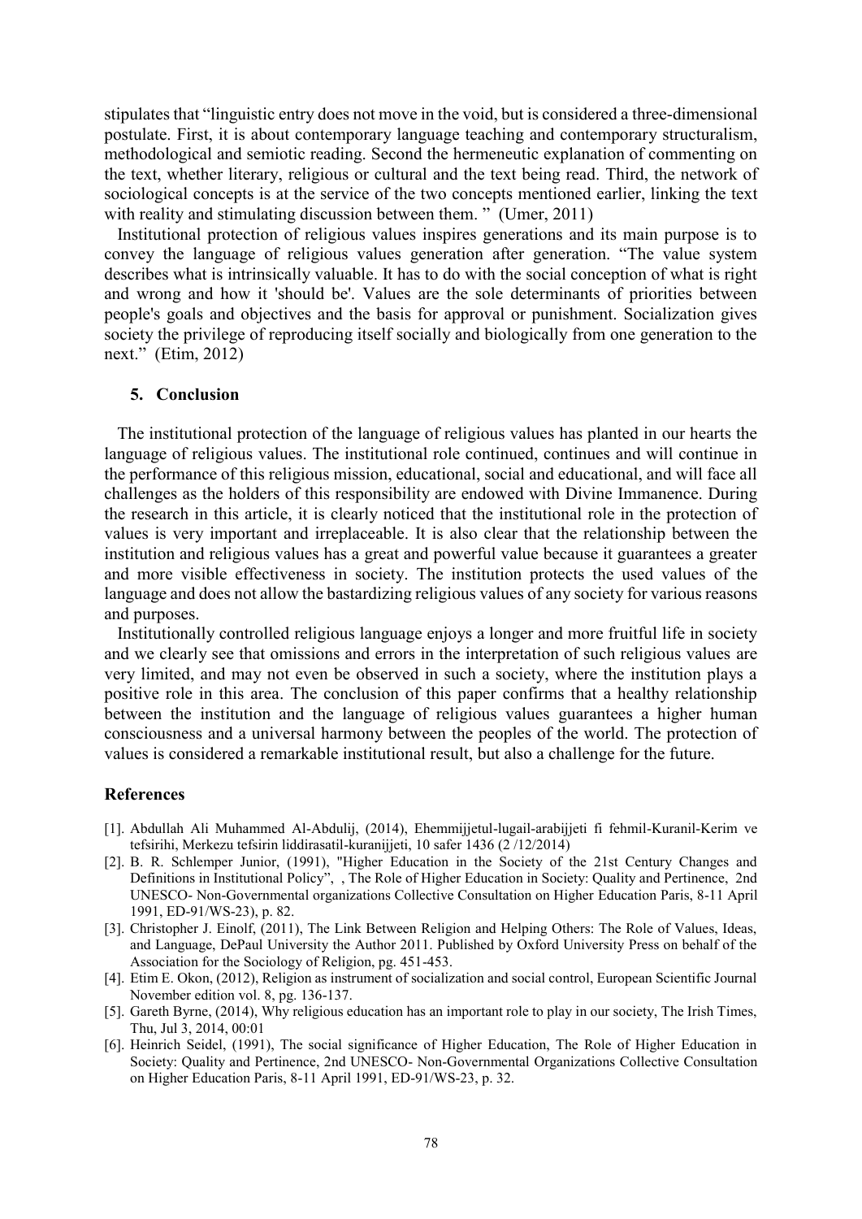stipulates that "linguistic entry does not move in the void, but is considered a three-dimensional postulate. First, it is about contemporary language teaching and contemporary structuralism, methodological and semiotic reading. Second the hermeneutic explanation of commenting on the text, whether literary, religious or cultural and the text being read. Third, the network of sociological concepts is at the service of the two concepts mentioned earlier, linking the text with reality and stimulating discussion between them. " (Umer, 2011)

Institutional protection of religious values inspires generations and its main purpose is to convey the language of religious values generation after generation. "The value system describes what is intrinsically valuable. It has to do with the social conception of what is right and wrong and how it 'should be'. Values are the sole determinants of priorities between people's goals and objectives and the basis for approval or punishment. Socialization gives society the privilege of reproducing itself socially and biologically from one generation to the next." (Etim, 2012)

## 5. Conclusion

The institutional protection of the language of religious values has planted in our hearts the language of religious values. The institutional role continued, continues and will continue in the performance of this religious mission, educational, social and educational, and will face all challenges as the holders of this responsibility are endowed with Divine Immanence. During the research in this article, it is clearly noticed that the institutional role in the protection of values is very important and irreplaceable. It is also clear that the relationship between the institution and religious values has a great and powerful value because it guarantees a greater and more visible effectiveness in society. The institution protects the used values of the language and does not allow the bastardizing religious values of any society for various reasons and purposes.

Institutionally controlled religious language enjoys a longer and more fruitful life in society and we clearly see that omissions and errors in the interpretation of such religious values are very limited, and may not even be observed in such a society, where the institution plays a positive role in this area. The conclusion of this paper confirms that a healthy relationship between the institution and the language of religious values guarantees a higher human consciousness and a universal harmony between the peoples of the world. The protection of values is considered a remarkable institutional result, but also a challenge for the future.

## References

[1]. Abdullah Ali Muhammed Al-Abdulij, (2014), Ehemmijjetul-lugail-arabijjeti fi fehmil-Kuranil-Kerim ve tefsirihi, Merkezu tefsirin liddirasatil-kuranijjeti, 10 safer 1436 (2 /12/2014)

[2]. B. R. Schlemper Junior, (1991), "Higher Education in the Society of the 21st Century Changes and Definitions in Institutional Policy", , The Role of Higher Education in Society: Quality and Pertinence, 2nd UNESCO- Non-Governmental organizations Collective Consultation on Higher Education Paris, 8-11 April 1991, ED-91/WS-23), p. 82.

[3]. Christopher J. Einolf, (2011), The Link Between Religion and Helping Others: The Role of Values, Ideas, and Language, DePaul University the Author 2011. Published by Oxford University Press on behalf of the Association for the Sociology of Religion, pg. 451-453.

[4]. Etim E. Okon, (2012), Religion as instrument of socialization and social control, European Scientific Journal November edition vol. 8, pg. 136-137.

[5]. Gareth Byrne, (2014), Why religious education has an important role to play in our society, The Irish Times, Thu, Jul 3, 2014, 00:01

[6]. Heinrich Seidel, (1991), The social significance of Higher Education, The Role of Higher Education in Society: Quality and Pertinence, 2nd UNESCO- Non-Governmental Organizations Collective Consultation on Higher Education Paris, 8-11 April 1991, ED-91/WS-23, p. 32.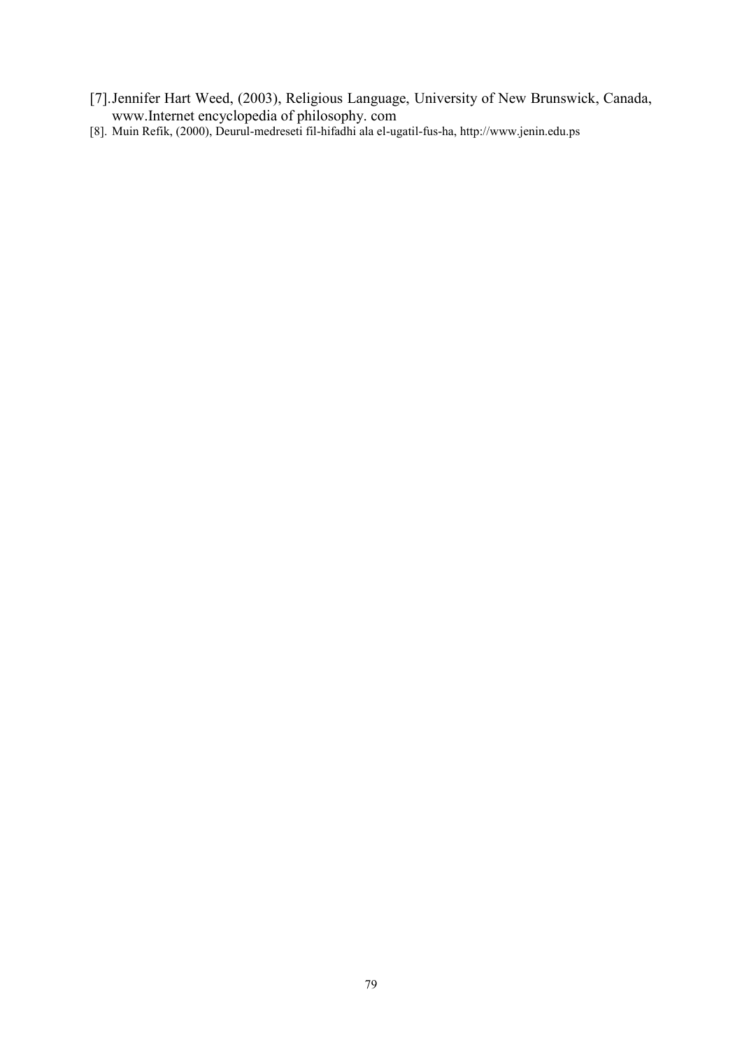[7]. Jennifer Hart Weed, (2003), Religious Language, University of New Brunswick, Canada, www.Internet encyclopedia of philosophy. com

[8]. Muin Refik, (2000), Deurul-medreseti fil-hifadhi ala el-ugatil-fus-ha, http://www.jenin.edu.ps